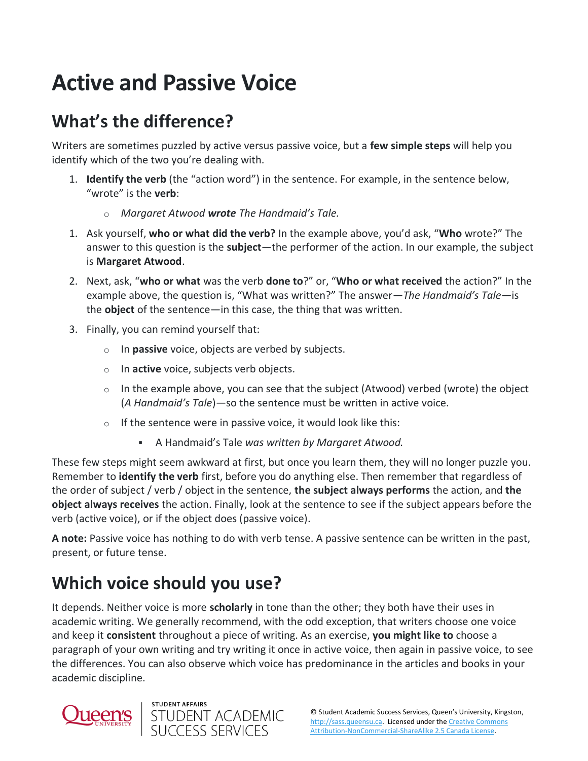# Active and Passive Voice

## What's the difference?

Writers are sometimes puzzled by active versus passive voice, but a **few simple steps** will help you identify which of the two you're dealing with.

1. **Identify the verb** (the "action word") in the sentence. For example, in the sentence below, "wrote" is the **verb**:
   - *Margaret Atwood **wrote** The Handmaid's Tale.*

1. Ask yourself, **who or what did the verb?** In the example above, you'd ask, "**Who** wrote?" The answer to this question is the **subject**—the performer of the action. In our example, the subject is **Margaret Atwood**.
2. Next, ask, "**who or what** was the verb **done to**?" or, "**Who or what received** the action?" In the example above, the question is, "What was written?" The answer—*The Handmaid's Tale*—is the **object** of the sentence—in this case, the thing that was written.
3. Finally, you can remind yourself that:
   - In **passive** voice, objects are verbed by subjects.
   - In **active** voice, subjects verb objects.
   - In the example above, you can see that the subject (Atwood) verbed (wrote) the object (*A Handmaid's Tale*)—so the sentence must be written in active voice.
   - If the sentence were in passive voice, it would look like this:
     - A Handmaid's Tale *was written by Margaret Atwood.*

These few steps might seem awkward at first, but once you learn them, they will no longer puzzle you. Remember to **identify the verb** first, before you do anything else. Then remember that regardless of the order of subject / verb / object in the sentence, **the subject always performs** the action, and **the object always receives** the action. Finally, look at the sentence to see if the subject appears before the verb (active voice), or if the object does (passive voice).

**A note:** Passive voice has nothing to do with verb tense. A passive sentence can be written in the past, present, or future tense.

## Which voice should you use?

It depends. Neither voice is more **scholarly** in tone than the other; they both have their uses in academic writing. We generally recommend, with the odd exception, that writers choose one voice and keep it **consistent** throughout a piece of writing. As an exercise, **you might like to** choose a paragraph of your own writing and try writing it once in active voice, then again in passive voice, to see the differences. You can also observe which voice has predominance in the articles and books in your academic discipline.

© Student Academic Success Services, Queen's University, Kingston, http://sass.queensu.ca. Licensed under the Creative Commons Attribution-NonCommercial-ShareAlike 2.5 Canada License.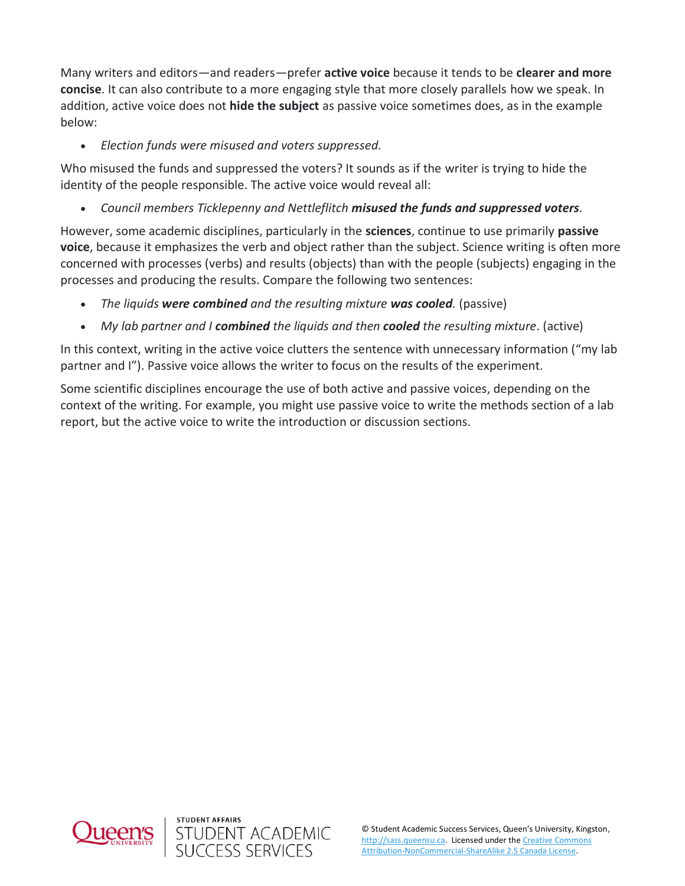Many writers and editors—and readers—prefer **active voice** because it tends to be **clearer and more concise**. It can also contribute to a more engaging style that more closely parallels how we speak. In addition, active voice does not **hide the subject** as passive voice sometimes does, as in the example below:

- *Election funds were misused and voters suppressed.*

Who misused the funds and suppressed the voters? It sounds as if the writer is trying to hide the identity of the people responsible. The active voice would reveal all:

- *Council members Ticklepenny and Nettleflitch* ***misused the funds and suppressed voters****.*

However, some academic disciplines, particularly in the **sciences**, continue to use primarily **passive voice**, because it emphasizes the verb and object rather than the subject. Science writing is often more concerned with processes (verbs) and results (objects) than with the people (subjects) engaging in the processes and producing the results. Compare the following two sentences:

- *The liquids* ***were combined*** *and the resulting mixture* ***was cooled****.* (passive)
- *My lab partner and I* ***combined*** *the liquids and then* ***cooled*** *the resulting mixture*. (active)

In this context, writing in the active voice clutters the sentence with unnecessary information ("my lab partner and I"). Passive voice allows the writer to focus on the results of the experiment.

Some scientific disciplines encourage the use of both active and passive voices, depending on the context of the writing. For example, you might use passive voice to write the methods section of a lab report, but the active voice to write the introduction or discussion sections.

© Student Academic Success Services, Queen's University, Kingston, http://sass.queensu.ca. Licensed under the Creative Commons Attribution-NonCommercial-ShareAlike 2.5 Canada License.